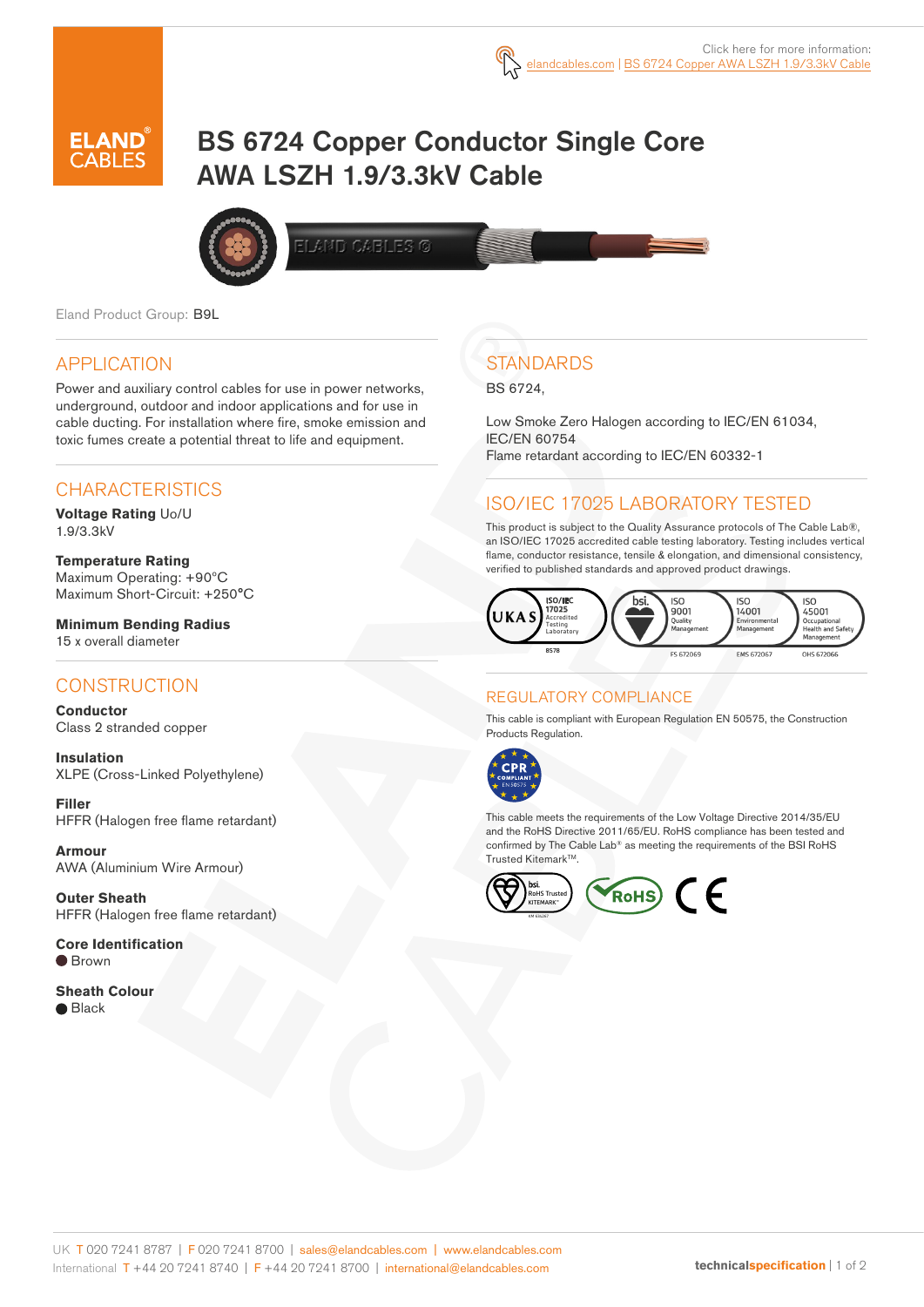Click here for more information: elandcables.com | BS 6724 Copper AWA LSZH 1.9/3.3kV Cable

# BS 6724 Copper Conductor Single Core AWA LSZH 1.9/3.3kV Cable

Eland Product Group: B9L

## APPLICATION

Power and auxiliary control cables for use in power networks, underground, outdoor and indoor applications and for use in cable ducting. For installation where fire, smoke emission and toxic fumes create a potential threat to life and equipment.

## CHARACTERISTICS

**Voltage Rating** Uo/U
1.9/3.3kV

**Temperature Rating**
Maximum Operating: +90°C
Maximum Short-Circuit: +250°C

**Minimum Bending Radius**
15 x overall diameter

## CONSTRUCTION

**Conductor**
Class 2 stranded copper

**Insulation**
XLPE (Cross-Linked Polyethylene)

**Filler**
HFFR (Halogen free flame retardant)

**Armour**
AWA (Aluminium Wire Armour)

**Outer Sheath**
HFFR (Halogen free flame retardant)

**Core Identification**
● Brown

**Sheath Colour**
● Black

## STANDARDS

BS 6724,

Low Smoke Zero Halogen according to IEC/EN 61034, IEC/EN 60754
Flame retardant according to IEC/EN 60332-1

## ISO/IEC 17025 LABORATORY TESTED

This product is subject to the Quality Assurance protocols of The Cable Lab®, an ISO/IEC 17025 accredited cable testing laboratory. Testing includes vertical flame, conductor resistance, tensile & elongation, and dimensional consistency, verified to published standards and approved product drawings.

UKAS ISO/IEC 17025 Accredited Testing Laboratory 8578 | bsi. ISO 9001 Quality Management FS 672069 | ISO 14001 Environmental Management EMS 672067 | ISO 45001 Occupational Health and Safety Management OHS 672066

## REGULATORY COMPLIANCE

This cable is compliant with European Regulation EN 50575, the Construction Products Regulation.

CPR COMPLIANT EN 50575

This cable meets the requirements of the Low Voltage Directive 2014/35/EU and the RoHS Directive 2011/65/EU. RoHS compliance has been tested and confirmed by The Cable Lab® as meeting the requirements of the BSI RoHS Trusted Kitemark™.

bsi. RoHS Trusted KITEMARK™ | RoHS | CE

UK T 020 7241 8787 | F 020 7241 8700 | sales@elandcables.com | www.elandcables.com
International T +44 20 7241 8740 | F +44 20 7241 8700 | international@elandcables.com

technicalspecification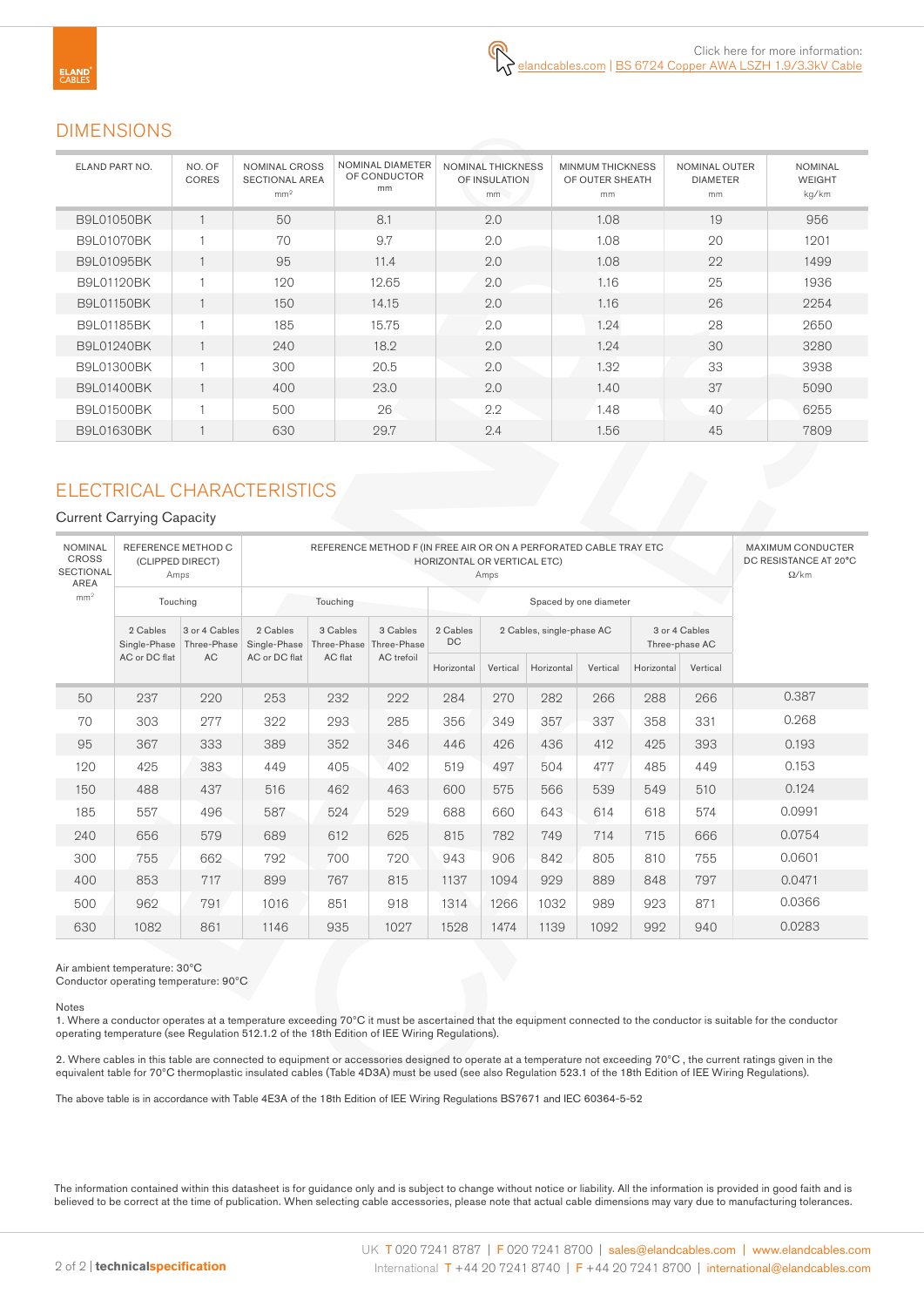Click here for more information: elandcables.com | BS 6724 Copper AWA LSZH 1.9/3.3kV Cable

## DIMENSIONS

| ELAND PART NO. | NO. OF CORES | NOMINAL CROSS SECTIONAL AREA mm² | NOMINAL DIAMETER OF CONDUCTOR mm | NOMINAL THICKNESS OF INSULATION mm | MINMUM THICKNESS OF OUTER SHEATH mm | NOMINAL OUTER DIAMETER mm | NOMINAL WEIGHT kg/km |
|---|---|---|---|---|---|---|---|
| B9L01050BK | 1 | 50 | 8.1 | 2.0 | 1.08 | 19 | 956 |
| B9L01070BK | 1 | 70 | 9.7 | 2.0 | 1.08 | 20 | 1201 |
| B9L01095BK | 1 | 95 | 11.4 | 2.0 | 1.08 | 22 | 1499 |
| B9L01120BK | 1 | 120 | 12.65 | 2.0 | 1.16 | 25 | 1936 |
| B9L01150BK | 1 | 150 | 14.15 | 2.0 | 1.16 | 26 | 2254 |
| B9L01185BK | 1 | 185 | 15.75 | 2.0 | 1.24 | 28 | 2650 |
| B9L01240BK | 1 | 240 | 18.2 | 2.0 | 1.24 | 30 | 3280 |
| B9L01300BK | 1 | 300 | 20.5 | 2.0 | 1.32 | 33 | 3938 |
| B9L01400BK | 1 | 400 | 23.0 | 2.0 | 1.40 | 37 | 5090 |
| B9L01500BK | 1 | 500 | 26 | 2.2 | 1.48 | 40 | 6255 |
| B9L01630BK | 1 | 630 | 29.7 | 2.4 | 1.56 | 45 | 7809 |

## ELECTRICAL CHARACTERISTICS

Current Carrying Capacity

| NOMINAL CROSS SECTIONAL AREA mm² | REFERENCE METHOD C (CLIPPED DIRECT) Amps | | REFERENCE METHOD F (IN FREE AIR OR ON A PERFORATED CABLE TRAY ETC HORIZONTAL OR VERTICAL ETC) Amps | | | | | | | | | | MAXIMUM CONDUCTOR DC RESISTANCE AT 20°C Ω/km |
|---|---|---|---|---|---|---|---|---|---|---|---|---|---|
| | Touching | | Touching | | | Spaced by one diameter | | | | | | | |
| | 2 Cables Single-Phase AC or DC flat | 3 or 4 Cables Three-Phase AC | 2 Cables Single-Phase AC or DC flat | 3 Cables Three-Phase AC flat | 3 Cables Three-Phase AC trefoil | 2 Cables DC | | 2 Cables, single-phase AC | | 3 or 4 Cables Three-phase AC | | | |
| | | | | | | Horizontal | Vertical | Horizontal | Vertical | Horizontal | Vertical | | |
| 50 | 237 | 220 | 253 | 232 | 222 | 284 | 270 | 282 | 266 | 288 | 266 | | 0.387 |
| 70 | 303 | 277 | 322 | 293 | 285 | 356 | 349 | 357 | 337 | 358 | 331 | | 0.268 |
| 95 | 367 | 333 | 389 | 352 | 346 | 446 | 426 | 436 | 412 | 425 | 393 | | 0.193 |
| 120 | 425 | 383 | 449 | 405 | 402 | 519 | 497 | 504 | 477 | 485 | 449 | | 0.153 |
| 150 | 488 | 437 | 516 | 462 | 463 | 600 | 575 | 566 | 539 | 549 | 510 | | 0.124 |
| 185 | 557 | 496 | 587 | 524 | 529 | 688 | 660 | 643 | 614 | 618 | 574 | | 0.0991 |
| 240 | 656 | 579 | 689 | 612 | 625 | 815 | 782 | 749 | 714 | 715 | 666 | | 0.0754 |
| 300 | 755 | 662 | 792 | 700 | 720 | 943 | 906 | 842 | 805 | 810 | 755 | | 0.0601 |
| 400 | 853 | 717 | 899 | 767 | 815 | 1137 | 1094 | 929 | 889 | 848 | 797 | | 0.0471 |
| 500 | 962 | 791 | 1016 | 851 | 918 | 1314 | 1266 | 1032 | 989 | 923 | 871 | | 0.0366 |
| 630 | 1082 | 861 | 1146 | 935 | 1027 | 1528 | 1474 | 1139 | 1092 | 992 | 940 | | 0.0283 |

Air ambient temperature: 30°C
Conductor operating temperature: 90°C

Notes

1. Where a conductor operates at a temperature exceeding 70°C it must be ascertained that the equipment connected to the conductor is suitable for the conductor operating temperature (see Regulation 512.1.2 of the 18th Edition of IEE Wiring Regulations).

2. Where cables in this table are connected to equipment or accessories designed to operate at a temperature not exceeding 70°C , the current ratings given in the equivalent table for 70°C thermoplastic insulated cables (Table 4D3A) must be used (see also Regulation 523.1 of the 18th Edition of IEE Wiring Regulations).

The above table is in accordance with Table 4E3A of the 18th Edition of IEE Wiring Regulations BS7671 and IEC 60364-5-52

The information contained within this datasheet is for guidance only and is subject to change without notice or liability. All the information is provided in good faith and is believed to be correct at the time of publication. When selecting cable accessories, please note that actual cable dimensions may vary due to manufacturing tolerances.

UK T 020 7241 8787 | F 020 7241 8700 | sales@elandcables.com | www.elandcables.com
International T +44 20 7241 8740 | F +44 20 7241 8700 | international@elandcables.com